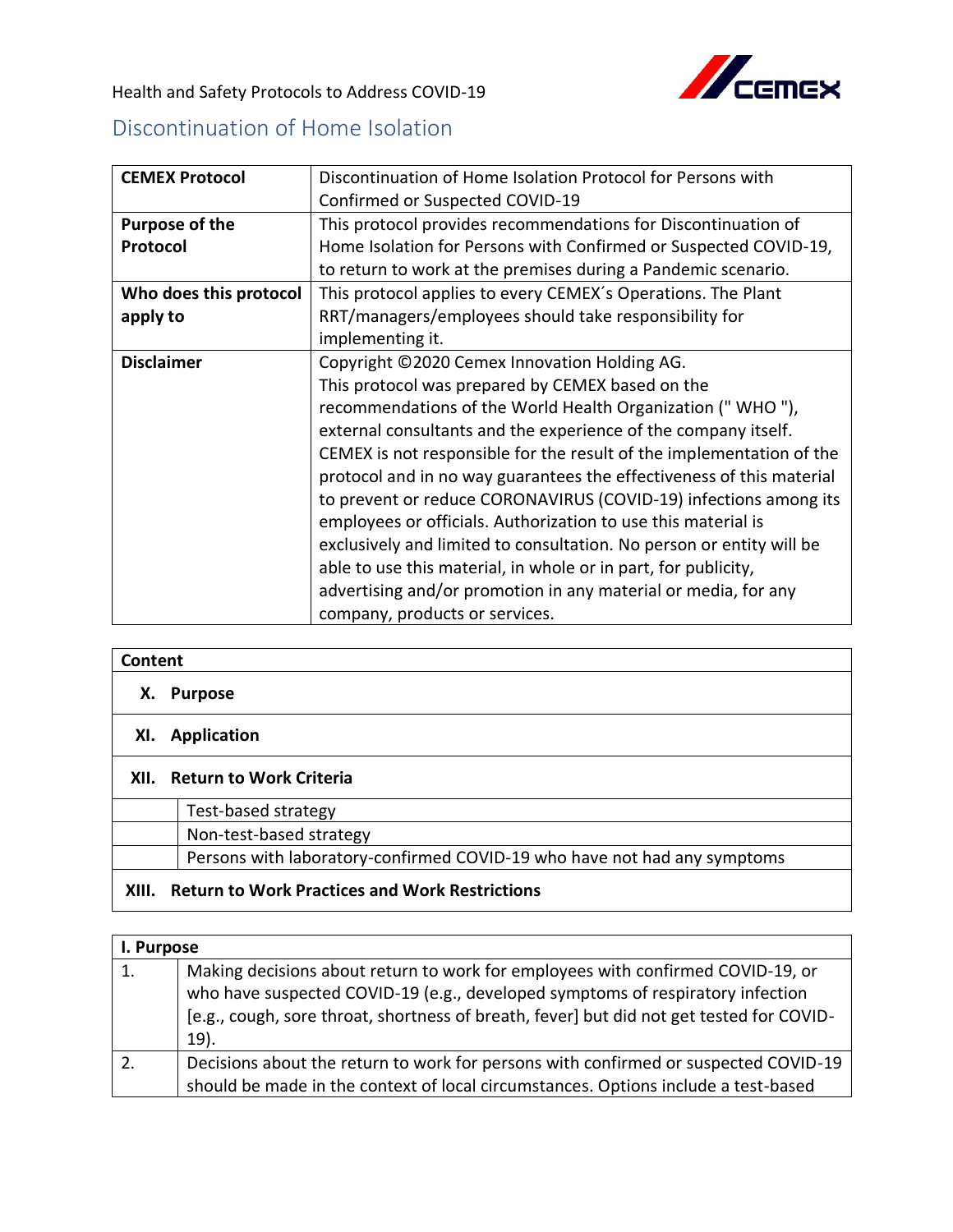Health and Safety Protocols to Address COVID-19

## Discontinuation of Home Isolation

| **CEMEX Protocol** | Discontinuation of Home Isolation Protocol for Persons with Confirmed or Suspected COVID-19 |
|---|---|
| **Purpose of the Protocol** | This protocol provides recommendations for Discontinuation of Home Isolation for Persons with Confirmed or Suspected COVID-19, to return to work at the premises during a Pandemic scenario. |
| **Who does this protocol apply to** | This protocol applies to every CEMEX´s Operations. The Plant RRT/managers/employees should take responsibility for implementing it. |
| **Disclaimer** | Copyright ©2020 Cemex Innovation Holding AG. This protocol was prepared by CEMEX based on the recommendations of the World Health Organization (" WHO "), external consultants and the experience of the company itself. CEMEX is not responsible for the result of the implementation of the protocol and in no way guarantees the effectiveness of this material to prevent or reduce CORONAVIRUS (COVID-19) infections among its employees or officials. Authorization to use this material is exclusively and limited to consultation. No person or entity will be able to use this material, in whole or in part, for publicity, advertising and/or promotion in any material or media, for any company, products or services. |

| **Content** | |
|---|---|
| **X.** | **Purpose** |
| **XI.** | **Application** |
| **XII.** | **Return to Work Criteria** |
| | Test-based strategy |
| | Non-test-based strategy |
| | Persons with laboratory-confirmed COVID-19 who have not had any symptoms |
| **XIII.** | **Return to Work Practices and Work Restrictions** |

| **I. Purpose** | |
|---|---|
| 1. | Making decisions about return to work for employees with confirmed COVID-19, or who have suspected COVID-19 (e.g., developed symptoms of respiratory infection [e.g., cough, sore throat, shortness of breath, fever] but did not get tested for COVID-19). |
| 2. | Decisions about the return to work for persons with confirmed or suspected COVID-19 should be made in the context of local circumstances. Options include a test-based |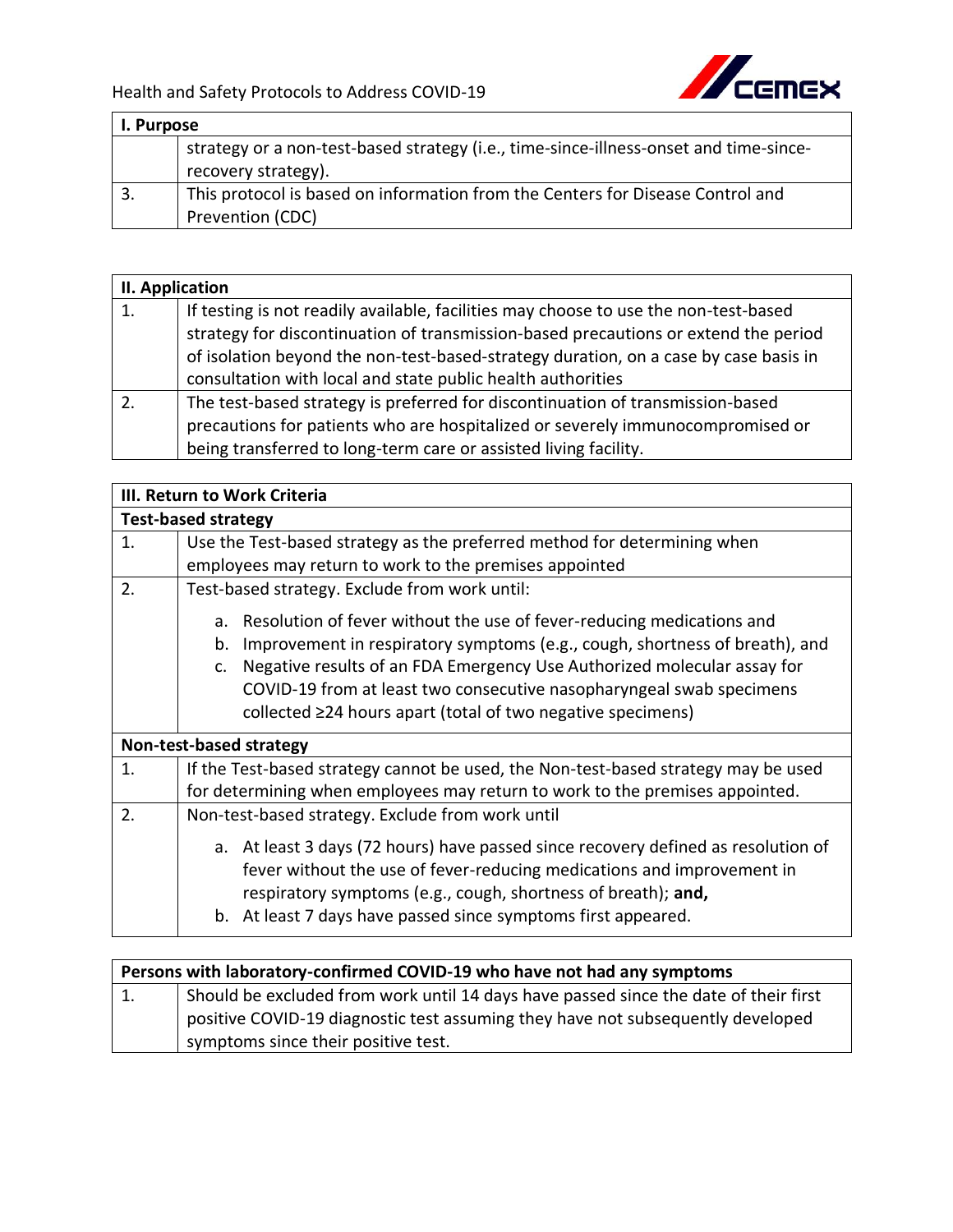| I. Purpose | |
|---|---|
| | strategy or a non-test-based strategy (i.e., time-since-illness-onset and time-since-recovery strategy). |
| 3. | This protocol is based on information from the Centers for Disease Control and Prevention (CDC) |

| II. Application | |
|---|---|
| 1. | If testing is not readily available, facilities may choose to use the non-test-based strategy for discontinuation of transmission-based precautions or extend the period of isolation beyond the non-test-based-strategy duration, on a case by case basis in consultation with local and state public health authorities |
| 2. | The test-based strategy is preferred for discontinuation of transmission-based precautions for patients who are hospitalized or severely immunocompromised or being transferred to long-term care or assisted living facility. |

| III. Return to Work Criteria | |
|---|---|
| **Test-based strategy** | |
| 1. | Use the Test-based strategy as the preferred method for determining when employees may return to work to the premises appointed |
| 2. | Test-based strategy. Exclude from work until:<br>a. Resolution of fever without the use of fever-reducing medications and<br>b. Improvement in respiratory symptoms (e.g., cough, shortness of breath), and<br>c. Negative results of an FDA Emergency Use Authorized molecular assay for COVID-19 from at least two consecutive nasopharyngeal swab specimens collected ≥24 hours apart (total of two negative specimens) |
| **Non-test-based strategy** | |
| 1. | If the Test-based strategy cannot be used, the Non-test-based strategy may be used for determining when employees may return to work to the premises appointed. |
| 2. | Non-test-based strategy. Exclude from work until<br>a. At least 3 days (72 hours) have passed since recovery defined as resolution of fever without the use of fever-reducing medications and improvement in respiratory symptoms (e.g., cough, shortness of breath); **and,**<br>b. At least 7 days have passed since symptoms first appeared. |

| Persons with laboratory-confirmed COVID-19 who have not had any symptoms | |
|---|---|
| 1. | Should be excluded from work until 14 days have passed since the date of their first positive COVID-19 diagnostic test assuming they have not subsequently developed symptoms since their positive test. |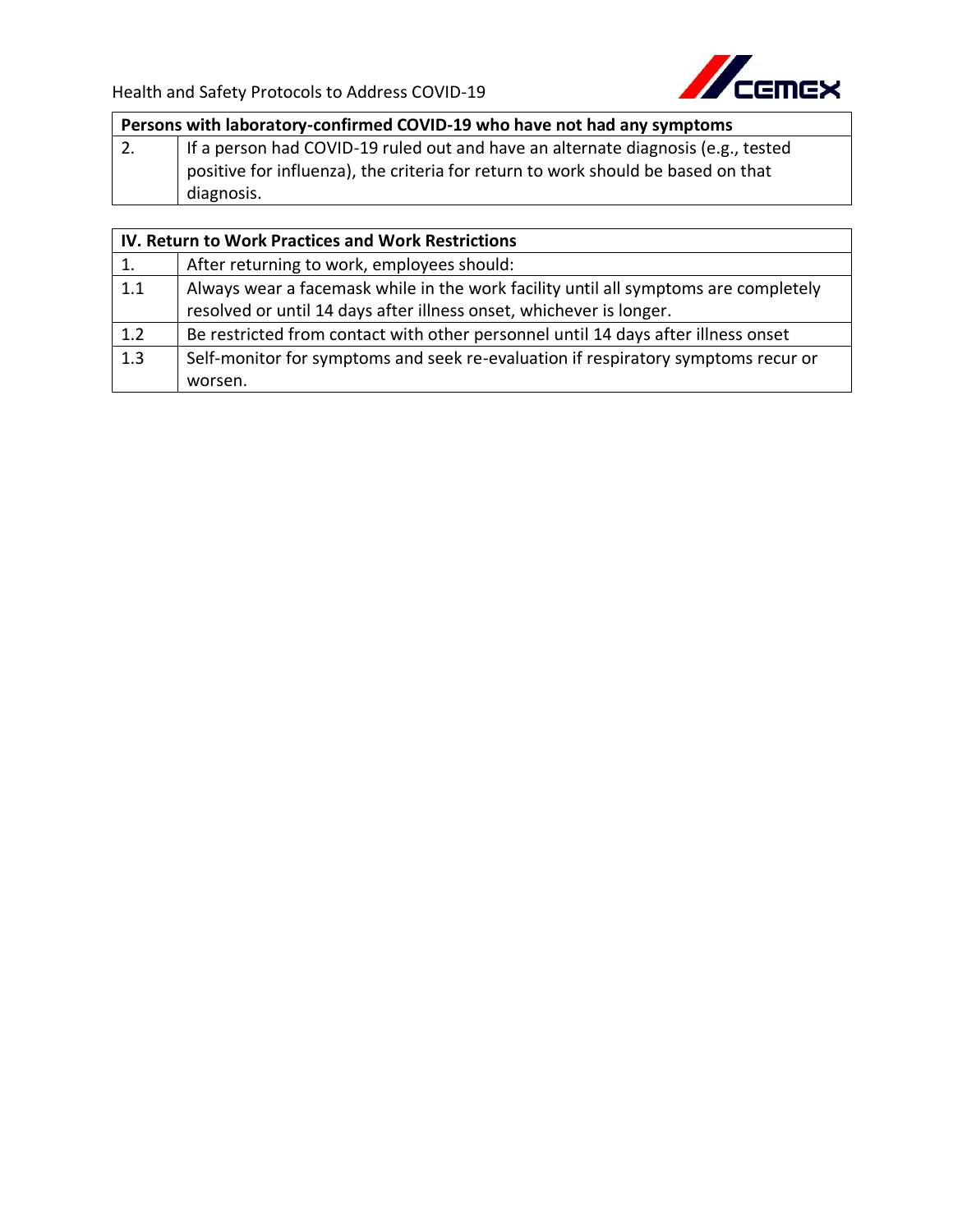| Persons with laboratory-confirmed COVID-19 who have not had any symptoms | |
|---|---|
| 2. | If a person had COVID-19 ruled out and have an alternate diagnosis (e.g., tested positive for influenza), the criteria for return to work should be based on that diagnosis. |

| IV. Return to Work Practices and Work Restrictions | |
|---|---|
| 1. | After returning to work, employees should: |
| 1.1 | Always wear a facemask while in the work facility until all symptoms are completely resolved or until 14 days after illness onset, whichever is longer. |
| 1.2 | Be restricted from contact with other personnel until 14 days after illness onset |
| 1.3 | Self-monitor for symptoms and seek re-evaluation if respiratory symptoms recur or worsen. |